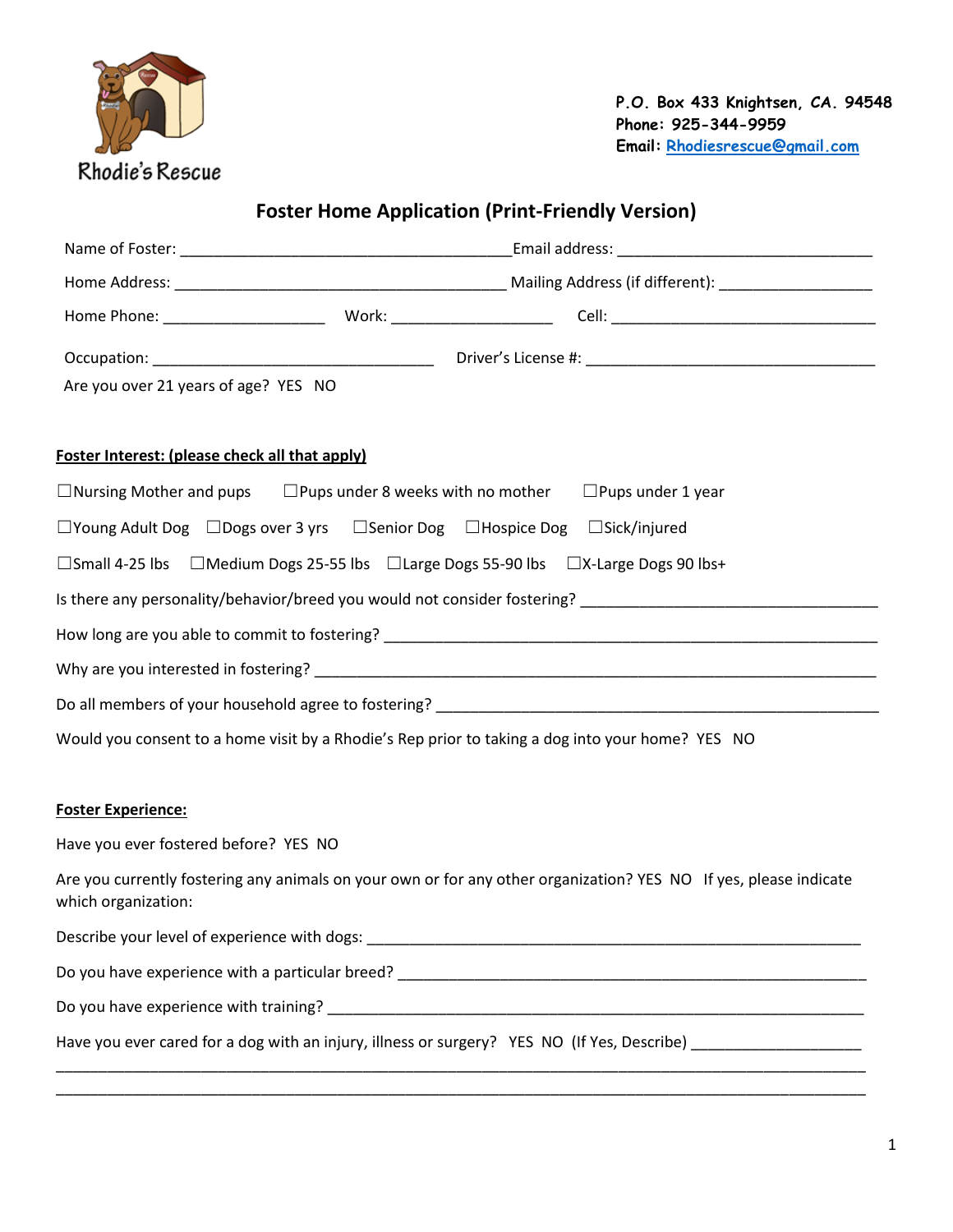Rhodie's Rescue

**P.O. Box 433 Knightsen, CA. 94548**
**Phone: 925-344-9959**
**Email: Rhodiesrescue@gmail.com**

## Foster Home Application (Print-Friendly Version)

Name of Foster: ______________________________________ Email address: ______________________________

Home Address: ______________________________________ Mailing Address (if different): __________________

Home Phone: ___________________ Work: ___________________ Cell: _______________________________

Occupation: ________________________________ Driver's License #: _________________________________

Are you over 21 years of age? YES NO

**Foster Interest: (please check all that apply)**

☐Nursing Mother and pups ☐Pups under 8 weeks with no mother ☐Pups under 1 year

☐Young Adult Dog ☐Dogs over 3 yrs ☐Senior Dog ☐Hospice Dog ☐Sick/injured

☐Small 4-25 lbs ☐Medium Dogs 25-55 lbs ☐Large Dogs 55-90 lbs ☐X-Large Dogs 90 lbs+

Is there any personality/behavior/breed you would not consider fostering? ___________________________________

How long are you able to commit to fostering? ______________________________________________________________

Why are you interested in fostering? ____________________________________________________________________

Do all members of your household agree to fostering? _____________________________________________________

Would you consent to a home visit by a Rhodie's Rep prior to taking a dog into your home? YES NO

**Foster Experience:**

Have you ever fostered before? YES NO

Are you currently fostering any animals on your own or for any other organization? YES NO If yes, please indicate which organization:

Describe your level of experience with dogs: _________________________________________________________

Do you have experience with a particular breed? ______________________________________________________

Do you have experience with training? _____________________________________________________________

Have you ever cared for a dog with an injury, illness or surgery? YES NO (If Yes, Describe) ____________________

_____________________________________________________________________________________________

_____________________________________________________________________________________________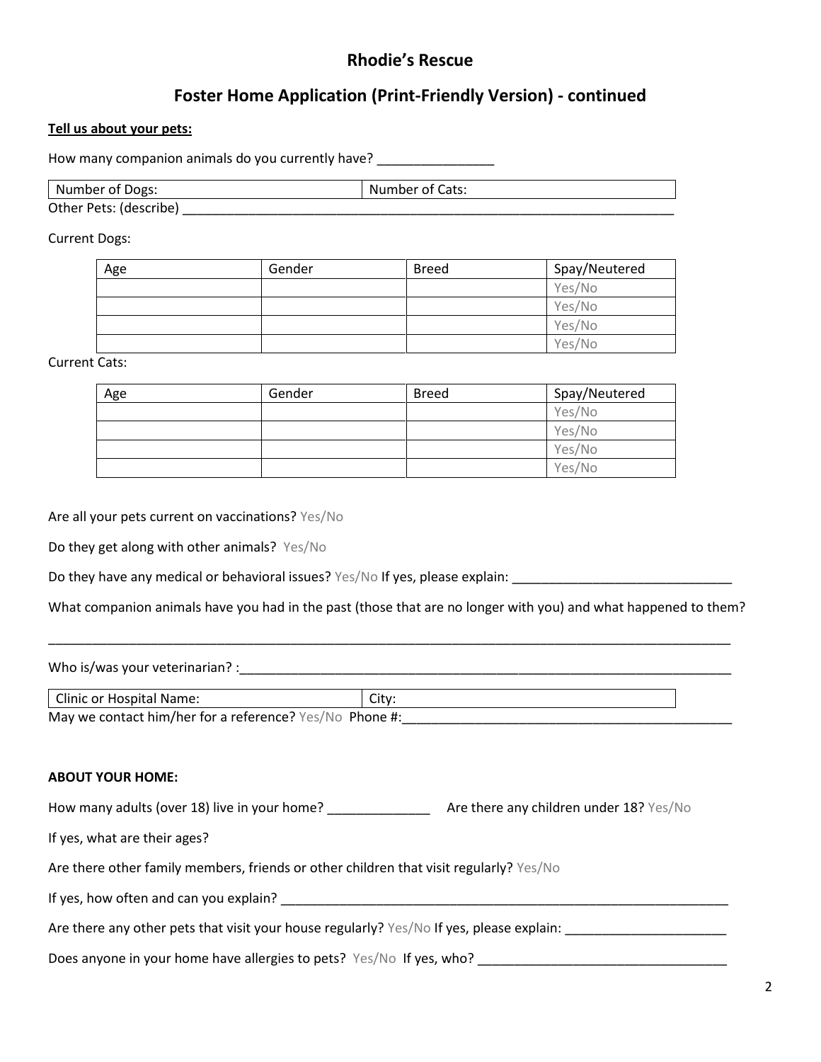## Rhodie's Rescue

## Foster Home Application (Print-Friendly Version) - continued

**Tell us about your pets:**

How many companion animals do you currently have? ________________

| Number of Dogs: | Number of Cats: |
|---|---|

Other Pets: (describe) ______________________________________________________________________

Current Dogs:

| Age | Gender | Breed | Spay/Neutered |
|---|---|---|---|
| | | | Yes/No |
| | | | Yes/No |
| | | | Yes/No |
| | | | Yes/No |

Current Cats:

| Age | Gender | Breed | Spay/Neutered |
|---|---|---|---|
| | | | Yes/No |
| | | | Yes/No |
| | | | Yes/No |
| | | | Yes/No |

Are all your pets current on vaccinations? Yes/No

Do they get along with other animals? Yes/No

Do they have any medical or behavioral issues? Yes/No If yes, please explain: ______________________________

What companion animals have you had in the past (those that are no longer with you) and what happened to them?

____________________________________________________________________________________________________

Who is/was your veterinarian? :______________________________________________________________________

| Clinic or Hospital Name: | City: |
|---|---|

May we contact him/her for a reference? Yes/No Phone #:_______________________________________________

**ABOUT YOUR HOME:**

How many adults (over 18) live in your home? ______________ Are there any children under 18? Yes/No

If yes, what are their ages?

Are there other family members, friends or other children that visit regularly? Yes/No

If yes, how often and can you explain? _________________________________________________________________

Are there any other pets that visit your house regularly? Yes/No If yes, please explain: ______________________

Does anyone in your home have allergies to pets? Yes/No If yes, who? ___________________________________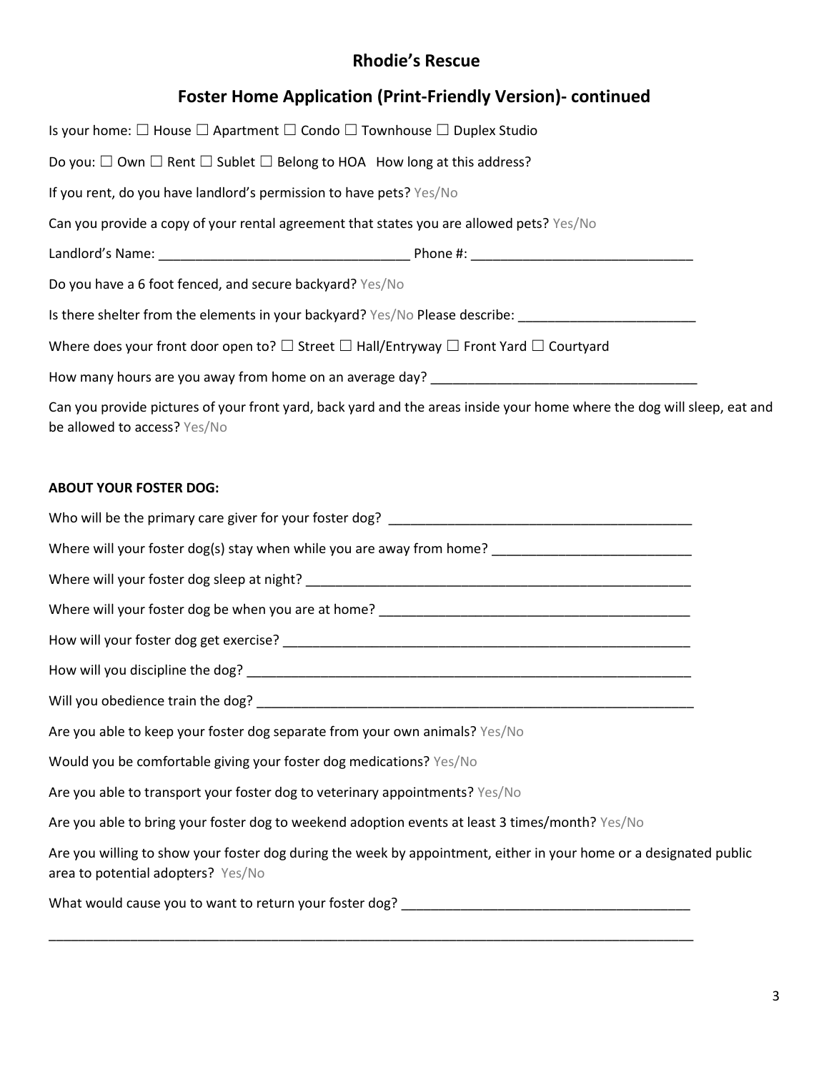# Rhodie's Rescue

## Foster Home Application (Print-Friendly Version)- continued

Is your home: ☐ House ☐ Apartment ☐ Condo ☐ Townhouse ☐ Duplex Studio

Do you: ☐ Own ☐ Rent ☐ Sublet ☐ Belong to HOA How long at this address?

If you rent, do you have landlord's permission to have pets? Yes/No

Can you provide a copy of your rental agreement that states you are allowed pets? Yes/No

Landlord's Name: _________________________________ Phone #: ______________________________

Do you have a 6 foot fenced, and secure backyard? Yes/No

Is there shelter from the elements in your backyard? Yes/No Please describe: ________________________

Where does your front door open to? ☐ Street ☐ Hall/Entryway ☐ Front Yard ☐ Courtyard

How many hours are you away from home on an average day? ____________________________________

Can you provide pictures of your front yard, back yard and the areas inside your home where the dog will sleep, eat and be allowed to access? Yes/No

**ABOUT YOUR FOSTER DOG:**

Who will be the primary care giver for your foster dog? _________________________________________

Where will your foster dog(s) stay when while you are away from home? __________________________

Where will your foster dog sleep at night? _____________________________________________________

Where will your foster dog be when you are at home? ___________________________________________

How will your foster dog get exercise? ________________________________________________________

How will you discipline the dog? _____________________________________________________________

Will you obedience train the dog? ____________________________________________________________

Are you able to keep your foster dog separate from your own animals? Yes/No

Would you be comfortable giving your foster dog medications? Yes/No

Are you able to transport your foster dog to veterinary appointments? Yes/No

Are you able to bring your foster dog to weekend adoption events at least 3 times/month? Yes/No

Are you willing to show your foster dog during the week by appointment, either in your home or a designated public area to potential adopters? Yes/No

What would cause you to want to return your foster dog? ______________________________________

_____________________________________________________________________________________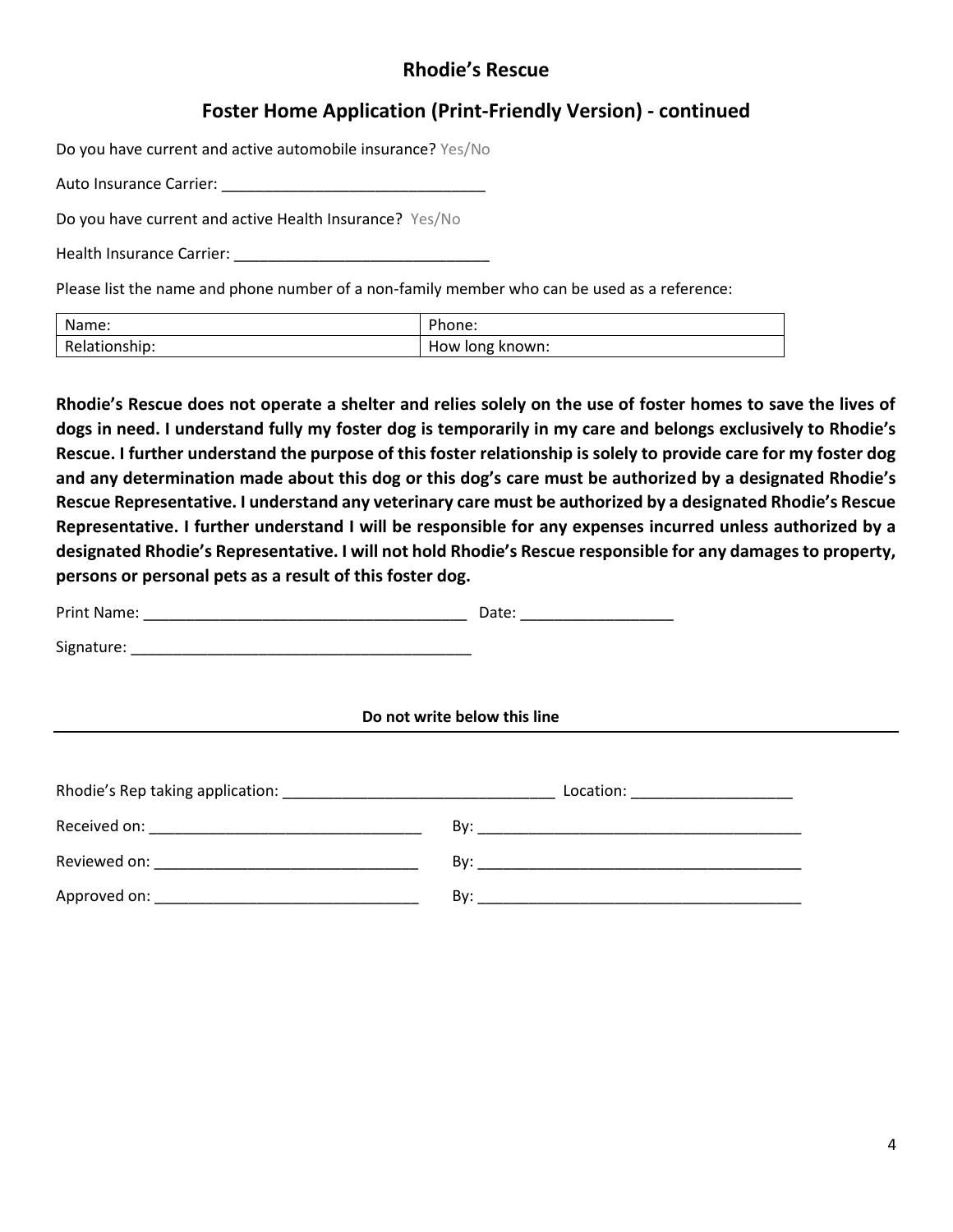## Rhodie's Rescue

## Foster Home Application (Print-Friendly Version) - continued

Do you have current and active automobile insurance? Yes/No

Auto Insurance Carrier: _______________________________

Do you have current and active Health Insurance? Yes/No

Health Insurance Carrier: ______________________________

Please list the name and phone number of a non-family member who can be used as a reference:

| | |
|---|---|
| Name: | Phone: |
| Relationship: | How long known: |

**Rhodie's Rescue does not operate a shelter and relies solely on the use of foster homes to save the lives of dogs in need. I understand fully my foster dog is temporarily in my care and belongs exclusively to Rhodie's Rescue. I further understand the purpose of this foster relationship is solely to provide care for my foster dog and any determination made about this dog or this dog's care must be authorized by a designated Rhodie's Rescue Representative. I understand any veterinary care must be authorized by a designated Rhodie's Rescue Representative. I further understand I will be responsible for any expenses incurred unless authorized by a designated Rhodie's Representative. I will not hold Rhodie's Rescue responsible for any damages to property, persons or personal pets as a result of this foster dog.**

Print Name: ______________________________________ Date: __________________

Signature: ________________________________________

**Do not write below this line**

---

Rhodie's Rep taking application: ________________________________ Location: ___________________

Received on: ________________________________ By: _______________________________________

Reviewed on: _______________________________ By: _______________________________________

Approved on: _______________________________ By: _______________________________________